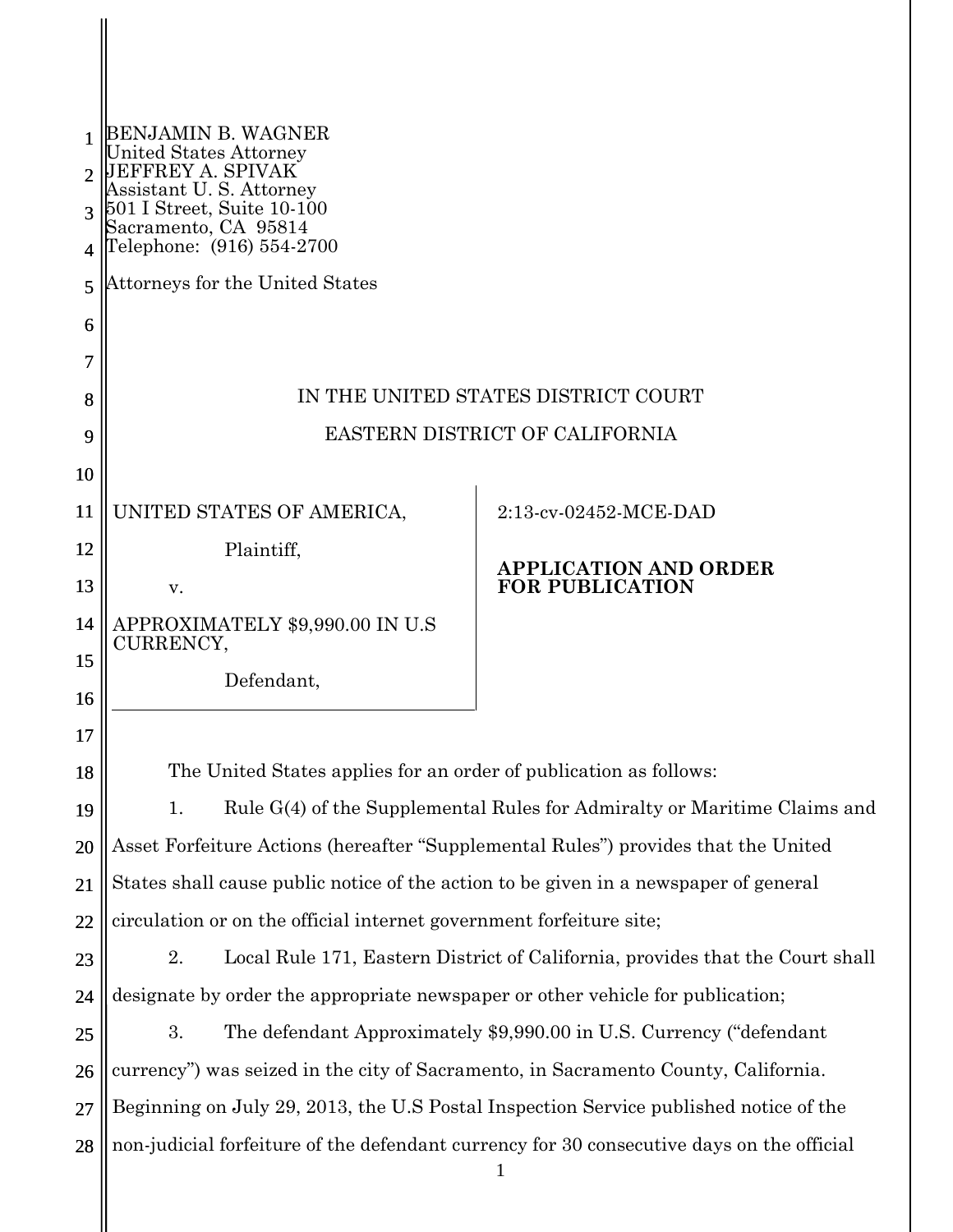BENJAMIN B. WAGNER
United States Attorney
JEFFREY A. SPIVAK
Assistant U. S. Attorney
501 I Street, Suite 10-100
Sacramento, CA 95814
Telephone: (916) 554-2700

Attorneys for the United States

IN THE UNITED STATES DISTRICT COURT

EASTERN DISTRICT OF CALIFORNIA

UNITED STATES OF AMERICA,

Plaintiff,

v.

APPROXIMATELY $9,990.00 IN U.S CURRENCY,

Defendant,

2:13-cv-02452-MCE-DAD

**APPLICATION AND ORDER FOR PUBLICATION**

The United States applies for an order of publication as follows:

1. Rule G(4) of the Supplemental Rules for Admiralty or Maritime Claims and Asset Forfeiture Actions (hereafter "Supplemental Rules") provides that the United States shall cause public notice of the action to be given in a newspaper of general circulation or on the official internet government forfeiture site;

2. Local Rule 171, Eastern District of California, provides that the Court shall designate by order the appropriate newspaper or other vehicle for publication;

3. The defendant Approximately $9,990.00 in U.S. Currency ("defendant currency") was seized in the city of Sacramento, in Sacramento County, California. Beginning on July 29, 2013, the U.S Postal Inspection Service published notice of the non-judicial forfeiture of the defendant currency for 30 consecutive days on the official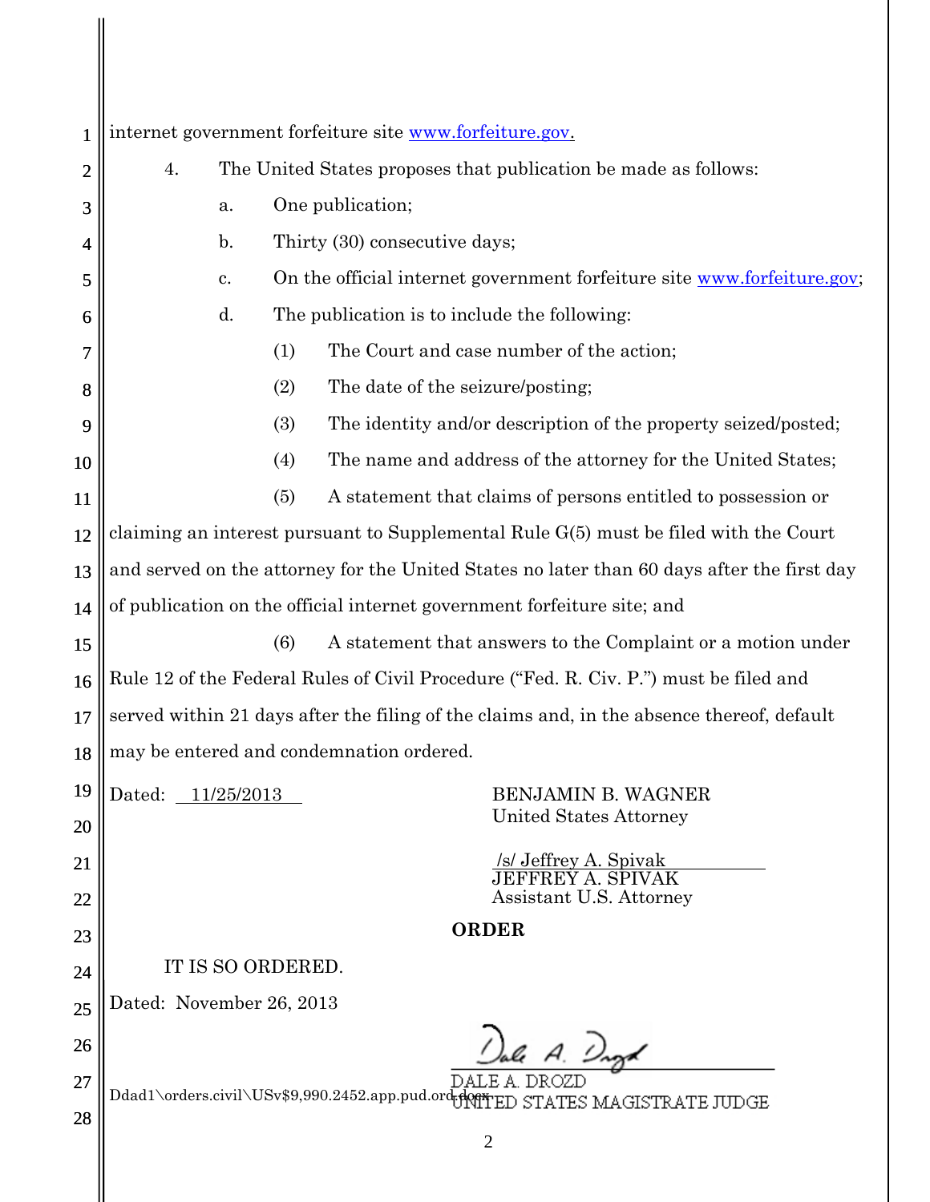internet government forfeiture site www.forfeiture.gov.

4. The United States proposes that publication be made as follows:

   a. One publication;

   b. Thirty (30) consecutive days;

   c. On the official internet government forfeiture site www.forfeiture.gov;

   d. The publication is to include the following:

      (1) The Court and case number of the action;

      (2) The date of the seizure/posting;

      (3) The identity and/or description of the property seized/posted;

      (4) The name and address of the attorney for the United States;

      (5) A statement that claims of persons entitled to possession or claiming an interest pursuant to Supplemental Rule G(5) must be filed with the Court and served on the attorney for the United States no later than 60 days after the first day of publication on the official internet government forfeiture site; and

      (6) A statement that answers to the Complaint or a motion under Rule 12 of the Federal Rules of Civil Procedure ("Fed. R. Civ. P.") must be filed and served within 21 days after the filing of the claims and, in the absence thereof, default may be entered and condemnation ordered.

Dated: 11/25/2013

BENJAMIN B. WAGNER
United States Attorney

/s/ Jeffrey A. Spivak
JEFFREY A. SPIVAK
Assistant U.S. Attorney

**ORDER**

IT IS SO ORDERED.

Dated: November 26, 2013

DALE A. DROZD
UNITED STATES MAGISTRATE JUDGE

Ddad1\orders.civil\USv$9,990.2452.app.pud.ord.docx